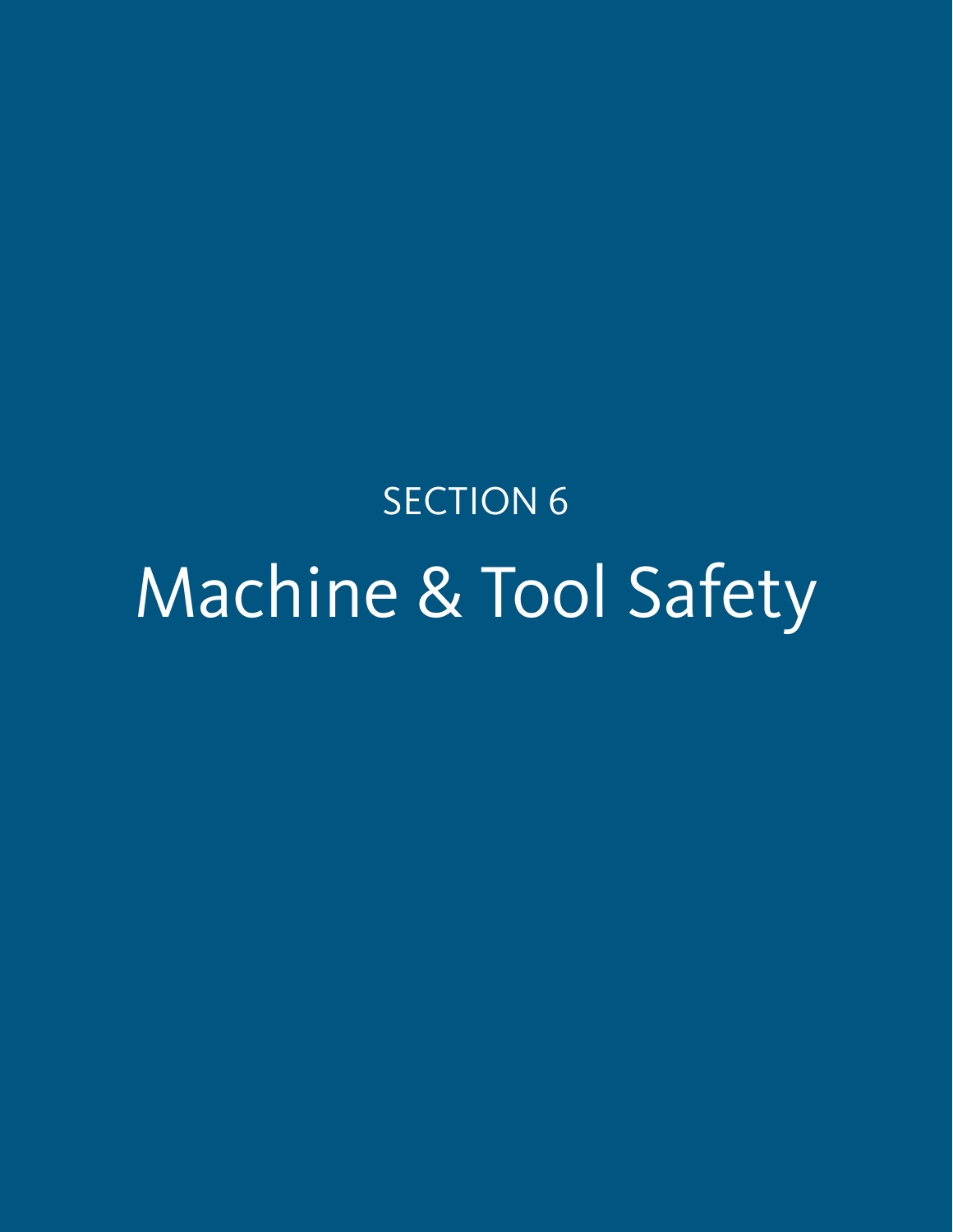SECTION 6

# Machine & Tool Safety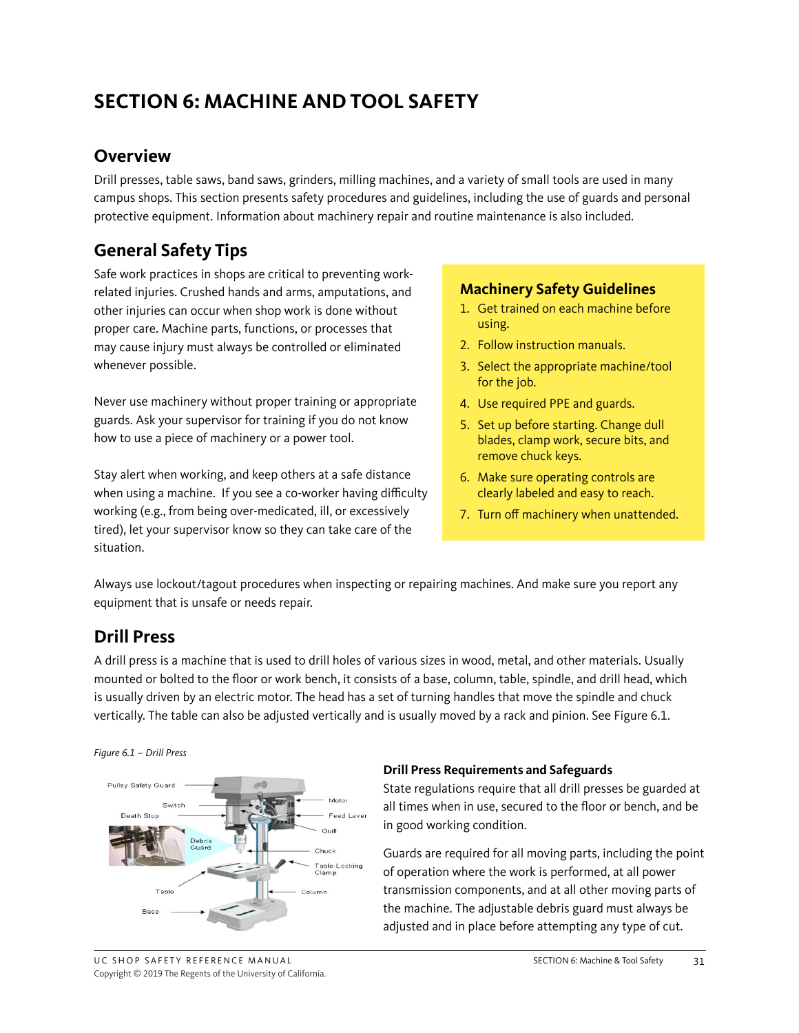# SECTION 6: MACHINE AND TOOL SAFETY

## Overview

Drill presses, table saws, band saws, grinders, milling machines, and a variety of small tools are used in many campus shops. This section presents safety procedures and guidelines, including the use of guards and personal protective equipment. Information about machinery repair and routine maintenance is also included.

## General Safety Tips

Safe work practices in shops are critical to preventing work-related injuries. Crushed hands and arms, amputations, and other injuries can occur when shop work is done without proper care. Machine parts, functions, or processes that may cause injury must always be controlled or eliminated whenever possible.

Never use machinery without proper training or appropriate guards. Ask your supervisor for training if you do not know how to use a piece of machinery or a power tool.

Stay alert when working, and keep others at a safe distance when using a machine. If you see a co-worker having difficulty working (e.g., from being over-medicated, ill, or excessively tired), let your supervisor know so they can take care of the situation.

### Machinery Safety Guidelines

1. Get trained on each machine before using.
2. Follow instruction manuals.
3. Select the appropriate machine/tool for the job.
4. Use required PPE and guards.
5. Set up before starting. Change dull blades, clamp work, secure bits, and remove chuck keys.
6. Make sure operating controls are clearly labeled and easy to reach.
7. Turn off machinery when unattended.

Always use lockout/tagout procedures when inspecting or repairing machines. And make sure you report any equipment that is unsafe or needs repair.

## Drill Press

A drill press is a machine that is used to drill holes of various sizes in wood, metal, and other materials. Usually mounted or bolted to the floor or work bench, it consists of a base, column, table, spindle, and drill head, which is usually driven by an electric motor. The head has a set of turning handles that move the spindle and chuck vertically. The table can also be adjusted vertically and is usually moved by a rack and pinion. See Figure 6.1.

*Figure 6.1 – Drill Press*

### Drill Press Requirements and Safeguards

State regulations require that all drill presses be guarded at all times when in use, secured to the floor or bench, and be in good working condition.

Guards are required for all moving parts, including the point of operation where the work is performed, at all power transmission components, and at all other moving parts of the machine. The adjustable debris guard must always be adjusted and in place before attempting any type of cut.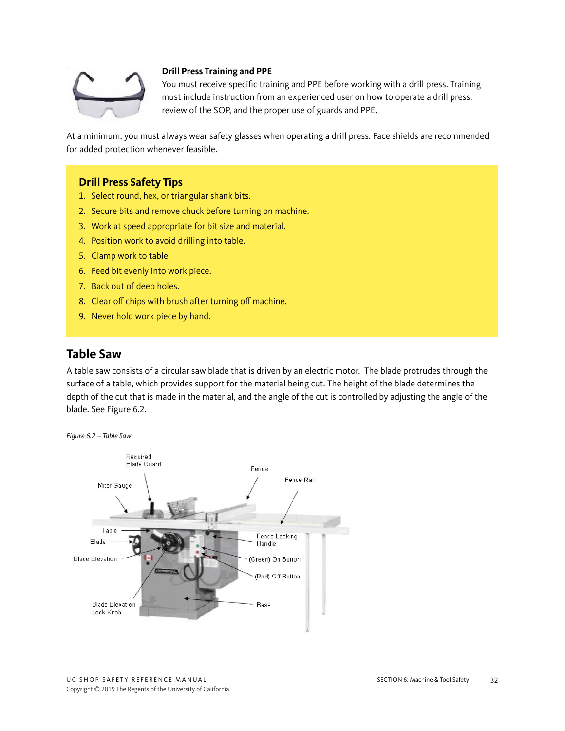### Drill Press Training and PPE

You must receive specific training and PPE before working with a drill press. Training must include instruction from an experienced user on how to operate a drill press, review of the SOP, and the proper use of guards and PPE.

At a minimum, you must always wear safety glasses when operating a drill press. Face shields are recommended for added protection whenever feasible.

### Drill Press Safety Tips

1. Select round, hex, or triangular shank bits.
2. Secure bits and remove chuck before turning on machine.
3. Work at speed appropriate for bit size and material.
4. Position work to avoid drilling into table.
5. Clamp work to table.
6. Feed bit evenly into work piece.
7. Back out of deep holes.
8. Clear off chips with brush after turning off machine.
9. Never hold work piece by hand.

## Table Saw

A table saw consists of a circular saw blade that is driven by an electric motor. The blade protrudes through the surface of a table, which provides support for the material being cut. The height of the blade determines the depth of the cut that is made in the material, and the angle of the cut is controlled by adjusting the angle of the blade. See Figure 6.2.

*Figure 6.2 – Table Saw*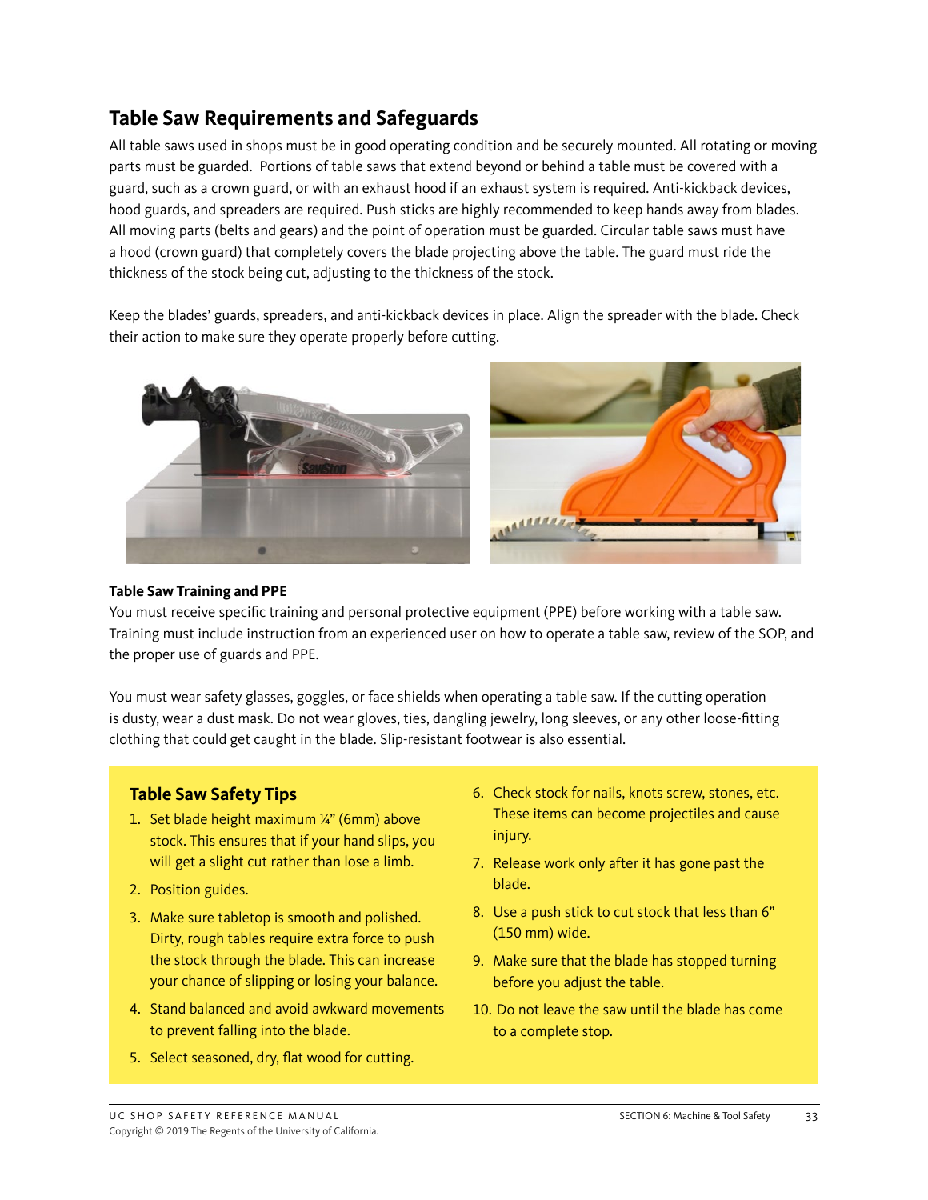## Table Saw Requirements and Safeguards

All table saws used in shops must be in good operating condition and be securely mounted. All rotating or moving parts must be guarded. Portions of table saws that extend beyond or behind a table must be covered with a guard, such as a crown guard, or with an exhaust hood if an exhaust system is required. Anti-kickback devices, hood guards, and spreaders are required. Push sticks are highly recommended to keep hands away from blades. All moving parts (belts and gears) and the point of operation must be guarded. Circular table saws must have a hood (crown guard) that completely covers the blade projecting above the table. The guard must ride the thickness of the stock being cut, adjusting to the thickness of the stock.

Keep the blades' guards, spreaders, and anti-kickback devices in place. Align the spreader with the blade. Check their action to make sure they operate properly before cutting.

### Table Saw Training and PPE

You must receive specific training and personal protective equipment (PPE) before working with a table saw. Training must include instruction from an experienced user on how to operate a table saw, review of the SOP, and the proper use of guards and PPE.

You must wear safety glasses, goggles, or face shields when operating a table saw. If the cutting operation is dusty, wear a dust mask. Do not wear gloves, ties, dangling jewelry, long sleeves, or any other loose-fitting clothing that could get caught in the blade. Slip-resistant footwear is also essential.

### Table Saw Safety Tips

1. Set blade height maximum ¼" (6mm) above stock. This ensures that if your hand slips, you will get a slight cut rather than lose a limb.
2. Position guides.
3. Make sure tabletop is smooth and polished. Dirty, rough tables require extra force to push the stock through the blade. This can increase your chance of slipping or losing your balance.
4. Stand balanced and avoid awkward movements to prevent falling into the blade.
5. Select seasoned, dry, flat wood for cutting.
6. Check stock for nails, knots screw, stones, etc. These items can become projectiles and cause injury.
7. Release work only after it has gone past the blade.
8. Use a push stick to cut stock that less than 6" (150 mm) wide.
9. Make sure that the blade has stopped turning before you adjust the table.
10. Do not leave the saw until the blade has come to a complete stop.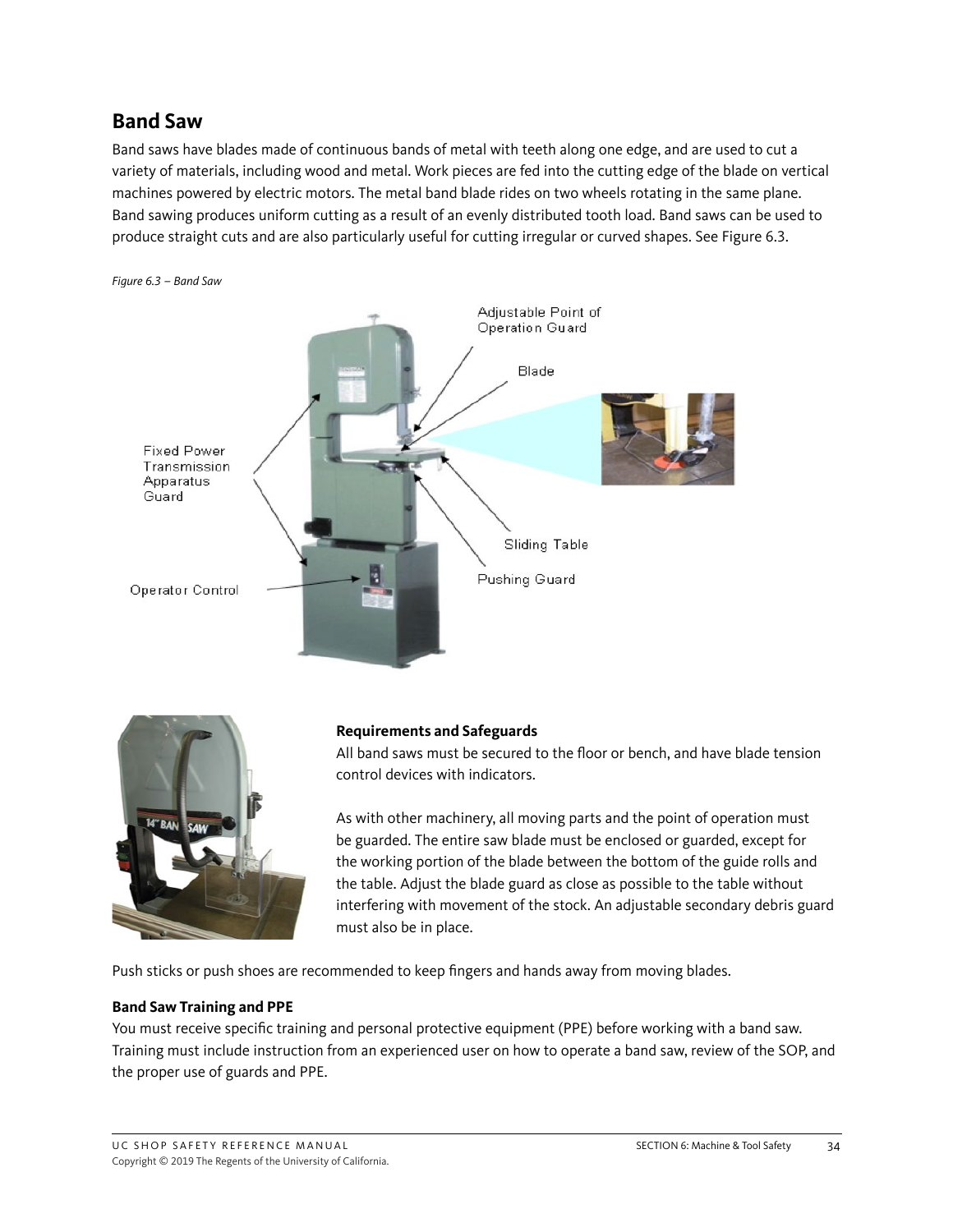## Band Saw

Band saws have blades made of continuous bands of metal with teeth along one edge, and are used to cut a variety of materials, including wood and metal. Work pieces are fed into the cutting edge of the blade on vertical machines powered by electric motors. The metal band blade rides on two wheels rotating in the same plane. Band sawing produces uniform cutting as a result of an evenly distributed tooth load. Band saws can be used to produce straight cuts and are also particularly useful for cutting irregular or curved shapes. See Figure 6.3.

*Figure 6.3 – Band Saw*

### Requirements and Safeguards

All band saws must be secured to the floor or bench, and have blade tension control devices with indicators.

As with other machinery, all moving parts and the point of operation must be guarded. The entire saw blade must be enclosed or guarded, except for the working portion of the blade between the bottom of the guide rolls and the table. Adjust the blade guard as close as possible to the table without interfering with movement of the stock. An adjustable secondary debris guard must also be in place.

Push sticks or push shoes are recommended to keep fingers and hands away from moving blades.

### Band Saw Training and PPE

You must receive specific training and personal protective equipment (PPE) before working with a band saw. Training must include instruction from an experienced user on how to operate a band saw, review of the SOP, and the proper use of guards and PPE.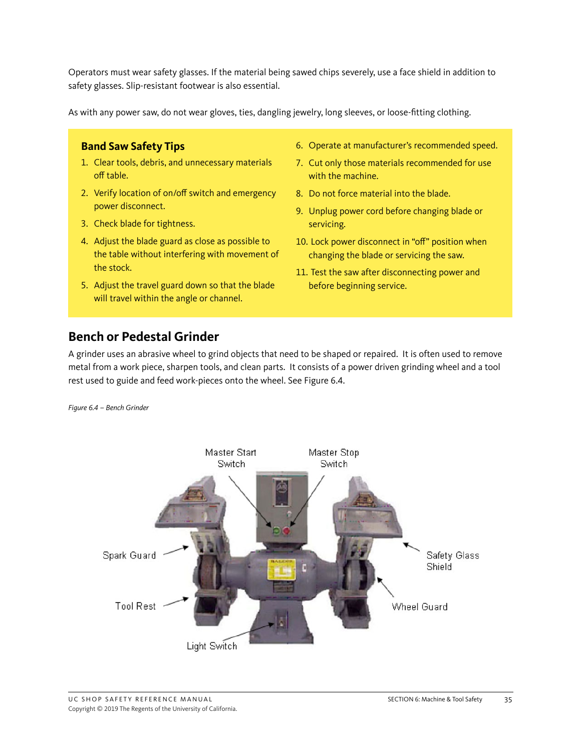Operators must wear safety glasses. If the material being sawed chips severely, use a face shield in addition to safety glasses. Slip-resistant footwear is also essential.

As with any power saw, do not wear gloves, ties, dangling jewelry, long sleeves, or loose-fitting clothing.

### Band Saw Safety Tips

1. Clear tools, debris, and unnecessary materials off table.
2. Verify location of on/off switch and emergency power disconnect.
3. Check blade for tightness.
4. Adjust the blade guard as close as possible to the table without interfering with movement of the stock.
5. Adjust the travel guard down so that the blade will travel within the angle or channel.
6. Operate at manufacturer's recommended speed.
7. Cut only those materials recommended for use with the machine.
8. Do not force material into the blade.
9. Unplug power cord before changing blade or servicing.
10. Lock power disconnect in "off" position when changing the blade or servicing the saw.
11. Test the saw after disconnecting power and before beginning service.

## Bench or Pedestal Grinder

A grinder uses an abrasive wheel to grind objects that need to be shaped or repaired. It is often used to remove metal from a work piece, sharpen tools, and clean parts. It consists of a power driven grinding wheel and a tool rest used to guide and feed work-pieces onto the wheel. See Figure 6.4.

*Figure 6.4 – Bench Grinder*

Master Start Switch
Master Stop Switch
Spark Guard
Safety Glass Shield
Tool Rest
Wheel Guard
Light Switch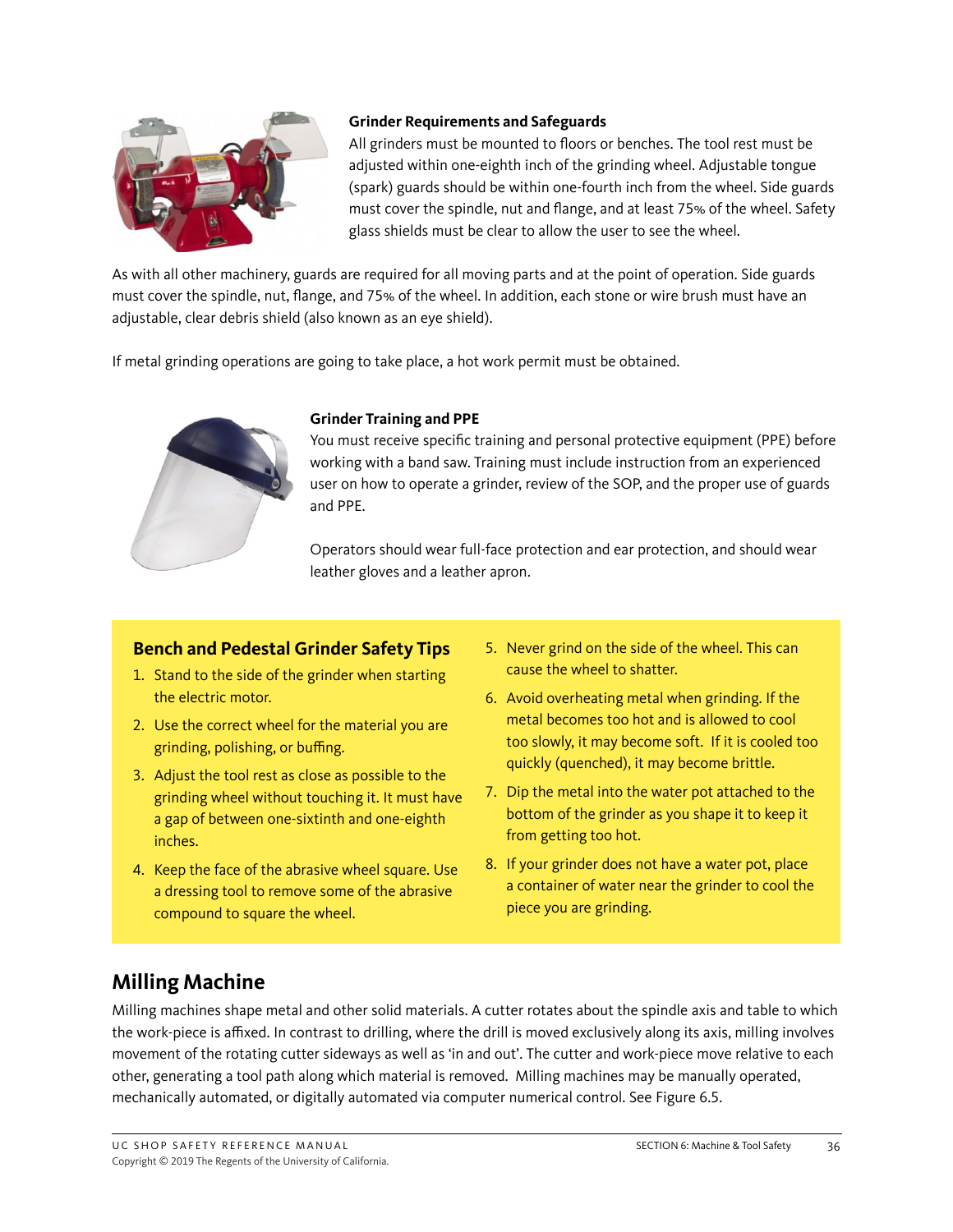**Grinder Requirements and Safeguards**

All grinders must be mounted to floors or benches. The tool rest must be adjusted within one-eighth inch of the grinding wheel. Adjustable tongue (spark) guards should be within one-fourth inch from the wheel. Side guards must cover the spindle, nut and flange, and at least 75% of the wheel. Safety glass shields must be clear to allow the user to see the wheel.

As with all other machinery, guards are required for all moving parts and at the point of operation. Side guards must cover the spindle, nut, flange, and 75% of the wheel. In addition, each stone or wire brush must have an adjustable, clear debris shield (also known as an eye shield).

If metal grinding operations are going to take place, a hot work permit must be obtained.

**Grinder Training and PPE**

You must receive specific training and personal protective equipment (PPE) before working with a band saw. Training must include instruction from an experienced user on how to operate a grinder, review of the SOP, and the proper use of guards and PPE.

Operators should wear full-face protection and ear protection, and should wear leather gloves and a leather apron.

### Bench and Pedestal Grinder Safety Tips

1. Stand to the side of the grinder when starting the electric motor.
2. Use the correct wheel for the material you are grinding, polishing, or buffing.
3. Adjust the tool rest as close as possible to the grinding wheel without touching it. It must have a gap of between one-sixtinth and one-eighth inches.
4. Keep the face of the abrasive wheel square. Use a dressing tool to remove some of the abrasive compound to square the wheel.
5. Never grind on the side of the wheel. This can cause the wheel to shatter.
6. Avoid overheating metal when grinding. If the metal becomes too hot and is allowed to cool too slowly, it may become soft. If it is cooled too quickly (quenched), it may become brittle.
7. Dip the metal into the water pot attached to the bottom of the grinder as you shape it to keep it from getting too hot.
8. If your grinder does not have a water pot, place a container of water near the grinder to cool the piece you are grinding.

## Milling Machine

Milling machines shape metal and other solid materials. A cutter rotates about the spindle axis and table to which the work-piece is affixed. In contrast to drilling, where the drill is moved exclusively along its axis, milling involves movement of the rotating cutter sideways as well as 'in and out'. The cutter and work-piece move relative to each other, generating a tool path along which material is removed. Milling machines may be manually operated, mechanically automated, or digitally automated via computer numerical control. See Figure 6.5.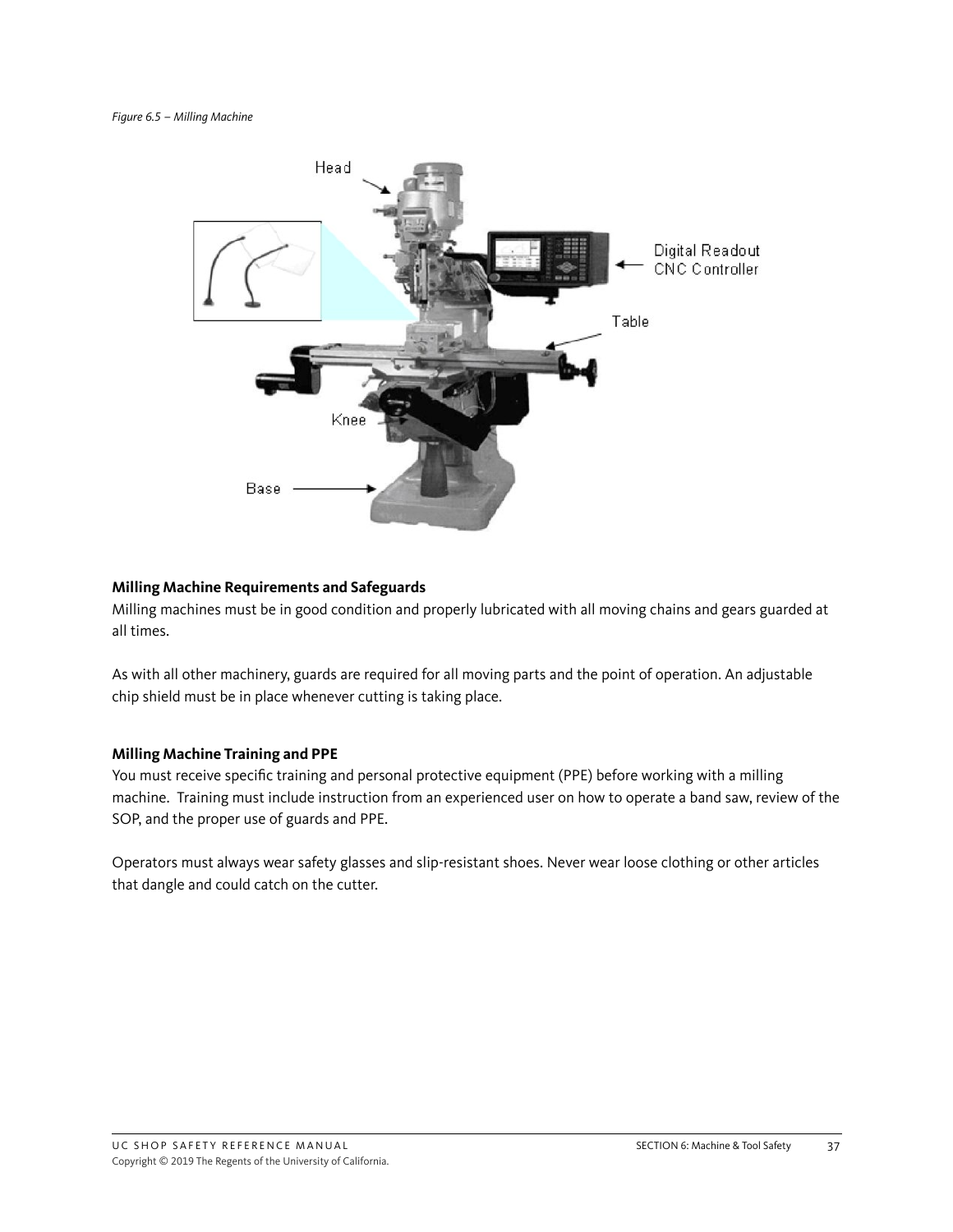*Figure 6.5 – Milling Machine*

**Milling Machine Requirements and Safeguards**

Milling machines must be in good condition and properly lubricated with all moving chains and gears guarded at all times.

As with all other machinery, guards are required for all moving parts and the point of operation. An adjustable chip shield must be in place whenever cutting is taking place.

**Milling Machine Training and PPE**

You must receive specific training and personal protective equipment (PPE) before working with a milling machine. Training must include instruction from an experienced user on how to operate a band saw, review of the SOP, and the proper use of guards and PPE.

Operators must always wear safety glasses and slip-resistant shoes. Never wear loose clothing or other articles that dangle and could catch on the cutter.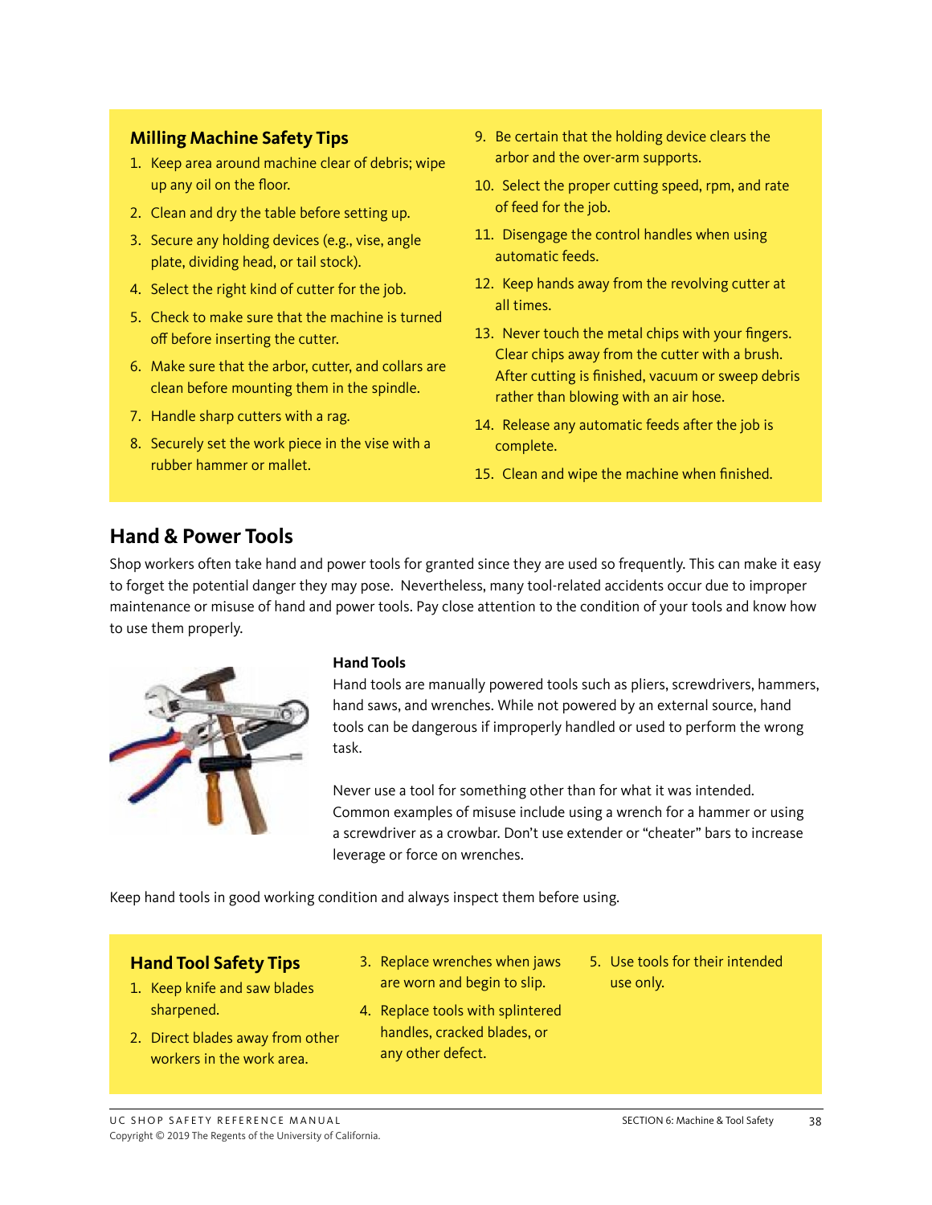### Milling Machine Safety Tips

1. Keep area around machine clear of debris; wipe up any oil on the floor.
2. Clean and dry the table before setting up.
3. Secure any holding devices (e.g., vise, angle plate, dividing head, or tail stock).
4. Select the right kind of cutter for the job.
5. Check to make sure that the machine is turned off before inserting the cutter.
6. Make sure that the arbor, cutter, and collars are clean before mounting them in the spindle.
7. Handle sharp cutters with a rag.
8. Securely set the work piece in the vise with a rubber hammer or mallet.
9. Be certain that the holding device clears the arbor and the over-arm supports.
10. Select the proper cutting speed, rpm, and rate of feed for the job.
11. Disengage the control handles when using automatic feeds.
12. Keep hands away from the revolving cutter at all times.
13. Never touch the metal chips with your fingers. Clear chips away from the cutter with a brush. After cutting is finished, vacuum or sweep debris rather than blowing with an air hose.
14. Release any automatic feeds after the job is complete.
15. Clean and wipe the machine when finished.

## Hand & Power Tools

Shop workers often take hand and power tools for granted since they are used so frequently. This can make it easy to forget the potential danger they may pose. Nevertheless, many tool-related accidents occur due to improper maintenance or misuse of hand and power tools. Pay close attention to the condition of your tools and know how to use them properly.

**Hand Tools**

Hand tools are manually powered tools such as pliers, screwdrivers, hammers, hand saws, and wrenches. While not powered by an external source, hand tools can be dangerous if improperly handled or used to perform the wrong task.

Never use a tool for something other than for what it was intended. Common examples of misuse include using a wrench for a hammer or using a screwdriver as a crowbar. Don't use extender or "cheater" bars to increase leverage or force on wrenches.

Keep hand tools in good working condition and always inspect them before using.

### Hand Tool Safety Tips

1. Keep knife and saw blades sharpened.
2. Direct blades away from other workers in the work area.
3. Replace wrenches when jaws are worn and begin to slip.
4. Replace tools with splintered handles, cracked blades, or any other defect.
5. Use tools for their intended use only.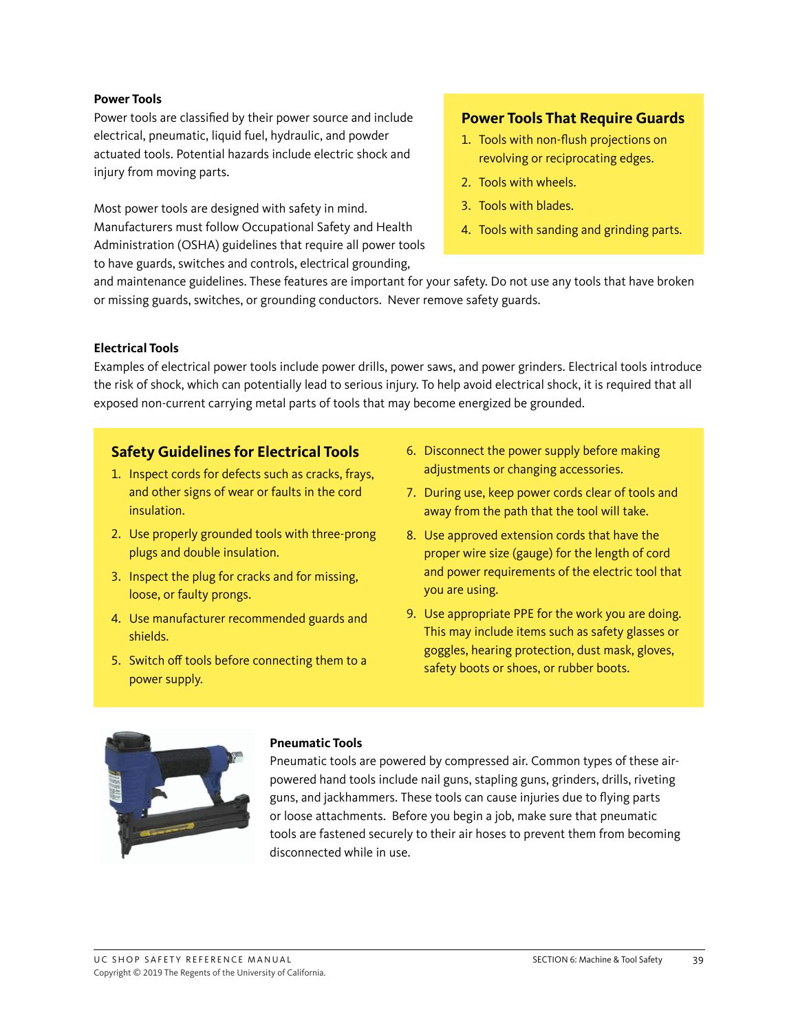### Power Tools

Power tools are classified by their power source and include electrical, pneumatic, liquid fuel, hydraulic, and powder actuated tools. Potential hazards include electric shock and injury from moving parts.

Most power tools are designed with safety in mind. Manufacturers must follow Occupational Safety and Health Administration (OSHA) guidelines that require all power tools to have guards, switches and controls, electrical grounding, and maintenance guidelines. These features are important for your safety. Do not use any tools that have broken or missing guards, switches, or grounding conductors. Never remove safety guards.

#### Power Tools That Require Guards

1. Tools with non-flush projections on revolving or reciprocating edges.
2. Tools with wheels.
3. Tools with blades.
4. Tools with sanding and grinding parts.

### Electrical Tools

Examples of electrical power tools include power drills, power saws, and power grinders. Electrical tools introduce the risk of shock, which can potentially lead to serious injury. To help avoid electrical shock, it is required that all exposed non-current carrying metal parts of tools that may become energized be grounded.

#### Safety Guidelines for Electrical Tools

1. Inspect cords for defects such as cracks, frays, and other signs of wear or faults in the cord insulation.
2. Use properly grounded tools with three-prong plugs and double insulation.
3. Inspect the plug for cracks and for missing, loose, or faulty prongs.
4. Use manufacturer recommended guards and shields.
5. Switch off tools before connecting them to a power supply.
6. Disconnect the power supply before making adjustments or changing accessories.
7. During use, keep power cords clear of tools and away from the path that the tool will take.
8. Use approved extension cords that have the proper wire size (gauge) for the length of cord and power requirements of the electric tool that you are using.
9. Use appropriate PPE for the work you are doing. This may include items such as safety glasses or goggles, hearing protection, dust mask, gloves, safety boots or shoes, or rubber boots.

### Pneumatic Tools

Pneumatic tools are powered by compressed air. Common types of these air-powered hand tools include nail guns, stapling guns, grinders, drills, riveting guns, and jackhammers. These tools can cause injuries due to flying parts or loose attachments. Before you begin a job, make sure that pneumatic tools are fastened securely to their air hoses to prevent them from becoming disconnected while in use.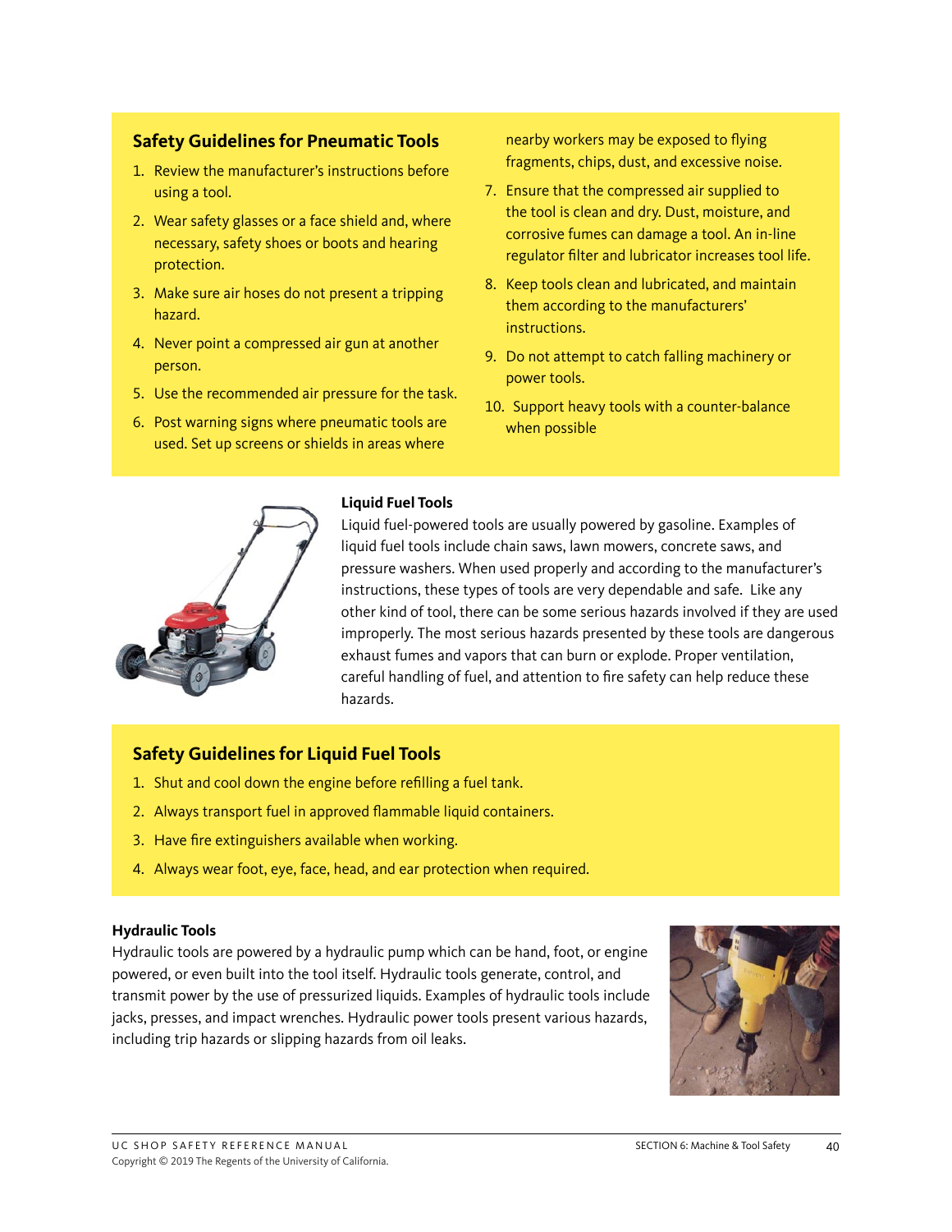## Safety Guidelines for Pneumatic Tools

1. Review the manufacturer's instructions before using a tool.
2. Wear safety glasses or a face shield and, where necessary, safety shoes or boots and hearing protection.
3. Make sure air hoses do not present a tripping hazard.
4. Never point a compressed air gun at another person.
5. Use the recommended air pressure for the task.
6. Post warning signs where pneumatic tools are used. Set up screens or shields in areas where nearby workers may be exposed to flying fragments, chips, dust, and excessive noise.
7. Ensure that the compressed air supplied to the tool is clean and dry. Dust, moisture, and corrosive fumes can damage a tool. An in-line regulator filter and lubricator increases tool life.
8. Keep tools clean and lubricated, and maintain them according to the manufacturers' instructions.
9. Do not attempt to catch falling machinery or power tools.
10. Support heavy tools with a counter-balance when possible

**Liquid Fuel Tools**

Liquid fuel-powered tools are usually powered by gasoline. Examples of liquid fuel tools include chain saws, lawn mowers, concrete saws, and pressure washers. When used properly and according to the manufacturer's instructions, these types of tools are very dependable and safe. Like any other kind of tool, there can be some serious hazards involved if they are used improperly. The most serious hazards presented by these tools are dangerous exhaust fumes and vapors that can burn or explode. Proper ventilation, careful handling of fuel, and attention to fire safety can help reduce these hazards.

## Safety Guidelines for Liquid Fuel Tools

1. Shut and cool down the engine before refilling a fuel tank.
2. Always transport fuel in approved flammable liquid containers.
3. Have fire extinguishers available when working.
4. Always wear foot, eye, face, head, and ear protection when required.

**Hydraulic Tools**

Hydraulic tools are powered by a hydraulic pump which can be hand, foot, or engine powered, or even built into the tool itself. Hydraulic tools generate, control, and transmit power by the use of pressurized liquids. Examples of hydraulic tools include jacks, presses, and impact wrenches. Hydraulic power tools present various hazards, including trip hazards or slipping hazards from oil leaks.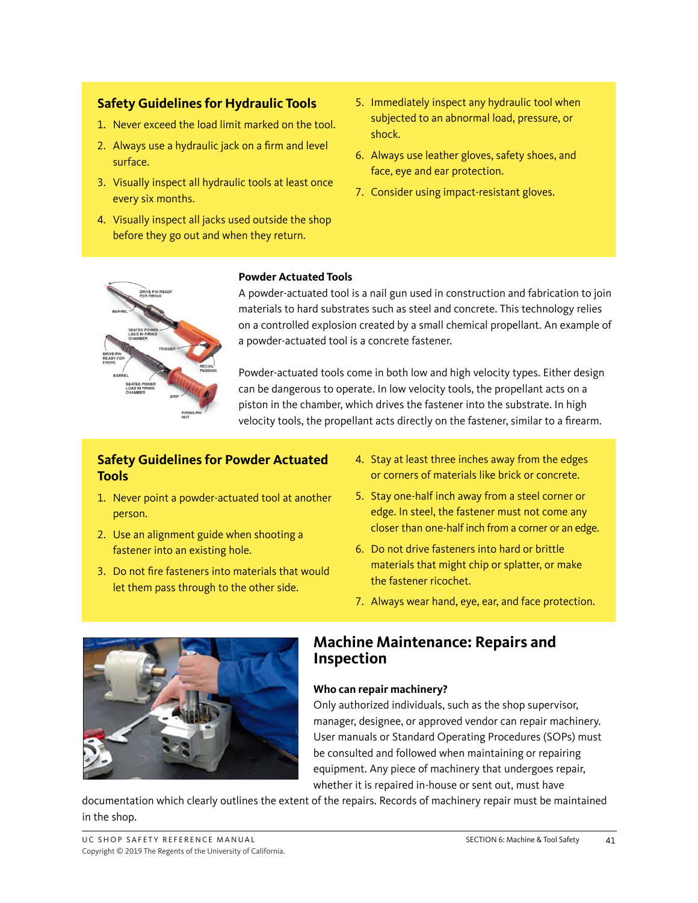## Safety Guidelines for Hydraulic Tools

1. Never exceed the load limit marked on the tool.
2. Always use a hydraulic jack on a firm and level surface.
3. Visually inspect all hydraulic tools at least once every six months.
4. Visually inspect all jacks used outside the shop before they go out and when they return.
5. Immediately inspect any hydraulic tool when subjected to an abnormal load, pressure, or shock.
6. Always use leather gloves, safety shoes, and face, eye and ear protection.
7. Consider using impact-resistant gloves.

**Powder Actuated Tools**

A powder-actuated tool is a nail gun used in construction and fabrication to join materials to hard substrates such as steel and concrete. This technology relies on a controlled explosion created by a small chemical propellant. An example of a powder-actuated tool is a concrete fastener.

Powder-actuated tools come in both low and high velocity types. Either design can be dangerous to operate. In low velocity tools, the propellant acts on a piston in the chamber, which drives the fastener into the substrate. In high velocity tools, the propellant acts directly on the fastener, similar to a firearm.

## Safety Guidelines for Powder Actuated Tools

1. Never point a powder-actuated tool at another person.
2. Use an alignment guide when shooting a fastener into an existing hole.
3. Do not fire fasteners into materials that would let them pass through to the other side.
4. Stay at least three inches away from the edges or corners of materials like brick or concrete.
5. Stay one-half inch away from a steel corner or edge. In steel, the fastener must not come any closer than one-half inch from a corner or an edge.
6. Do not drive fasteners into hard or brittle materials that might chip or splatter, or make the fastener ricochet.
7. Always wear hand, eye, ear, and face protection.

## Machine Maintenance: Repairs and Inspection

**Who can repair machinery?**

Only authorized individuals, such as the shop supervisor, manager, designee, or approved vendor can repair machinery. User manuals or Standard Operating Procedures (SOPs) must be consulted and followed when maintaining or repairing equipment. Any piece of machinery that undergoes repair, whether it is repaired in-house or sent out, must have documentation which clearly outlines the extent of the repairs. Records of machinery repair must be maintained in the shop.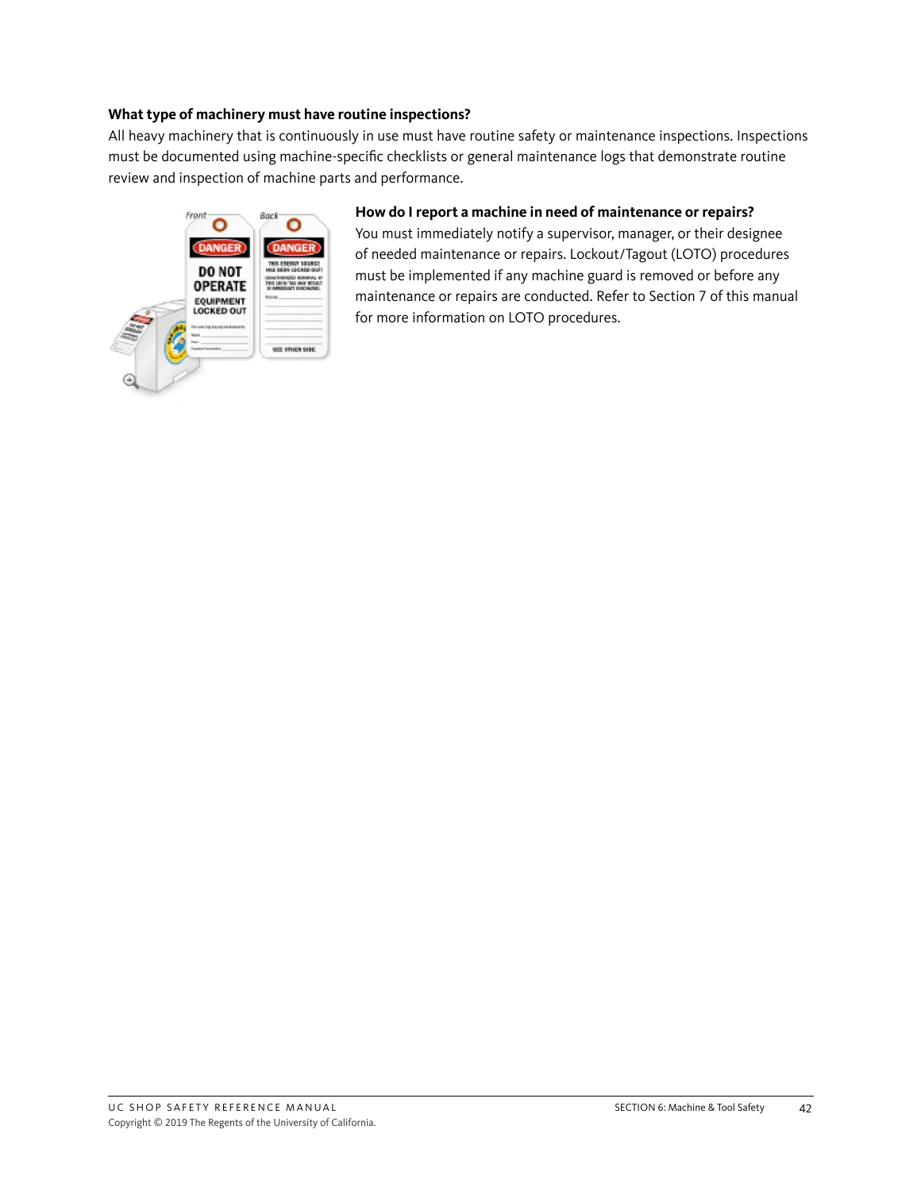**What type of machinery must have routine inspections?**

All heavy machinery that is continuously in use must have routine safety or maintenance inspections. Inspections must be documented using machine-specific checklists or general maintenance logs that demonstrate routine review and inspection of machine parts and performance.

**How do I report a machine in need of maintenance or repairs?**

You must immediately notify a supervisor, manager, or their designee of needed maintenance or repairs. Lockout/Tagout (LOTO) procedures must be implemented if any machine guard is removed or before any maintenance or repairs are conducted. Refer to Section 7 of this manual for more information on LOTO procedures.